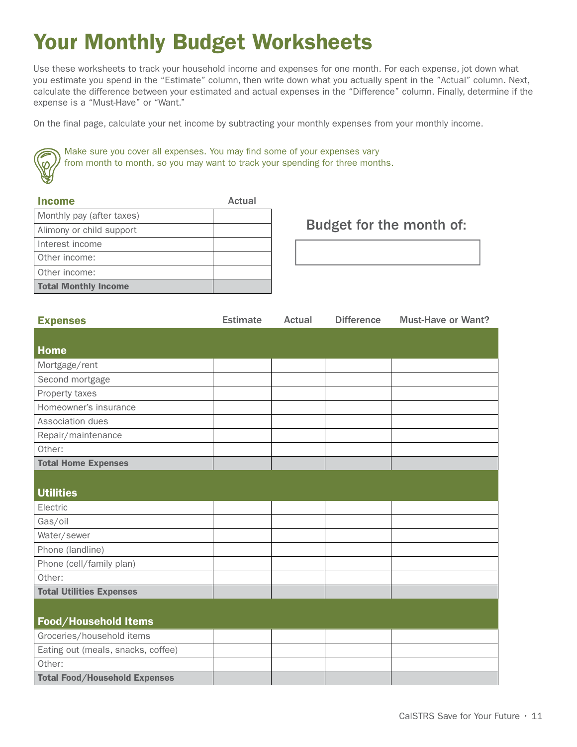# Your Monthly Budget Worksheets

Use these worksheets to track your household income and expenses for one month. For each expense, jot down what you estimate you spend in the "Estimate" column, then write down what you actually spent in the "Actual" column. Next, calculate the difference between your estimated and actual expenses in the "Difference" column. Finally, determine if the expense is a "Must-Have" or "Want."

On the final page, calculate your net income by subtracting your monthly expenses from your monthly income.

Make sure you cover all expenses. You may find some of your expenses vary from month to month, so you may want to track your spending for three months.

| Income | Actual |
|---|---|
| Monthly pay (after taxes) | |
| Alimony or child support | |
| Interest income | |
| Other income: | |
| Other income: | |
| **Total Monthly Income** | |

Budget for the month of:

| Expenses | Estimate | Actual | Difference | Must-Have or Want? |
|---|---|---|---|---|
| **Home** | | | | |
| Mortgage/rent | | | | |
| Second mortgage | | | | |
| Property taxes | | | | |
| Homeowner's insurance | | | | |
| Association dues | | | | |
| Repair/maintenance | | | | |
| Other: | | | | |
| **Total Home Expenses** | | | | |
| **Utilities** | | | | |
| Electric | | | | |
| Gas/oil | | | | |
| Water/sewer | | | | |
| Phone (landline) | | | | |
| Phone (cell/family plan) | | | | |
| Other: | | | | |
| **Total Utilities Expenses** | | | | |
| **Food/Household Items** | | | | |
| Groceries/household items | | | | |
| Eating out (meals, snacks, coffee) | | | | |
| Other: | | | | |
| **Total Food/Household Expenses** | | | | |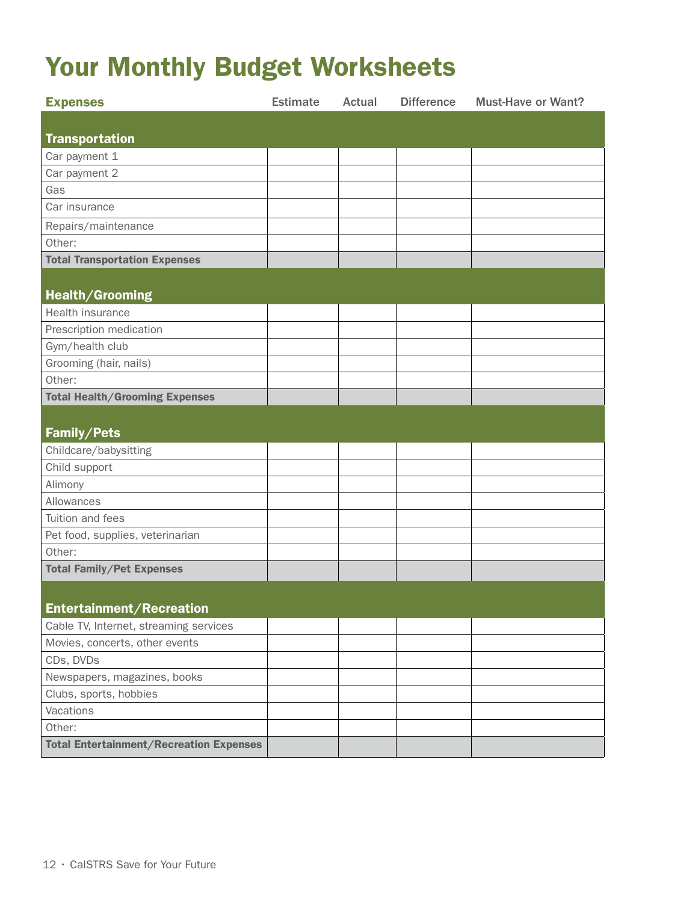# Your Monthly Budget Worksheets

| Expenses | Estimate | Actual | Difference | Must-Have or Want? |
| --- | --- | --- | --- | --- |
| **Transportation** | | | | |
| Car payment 1 | | | | |
| Car payment 2 | | | | |
| Gas | | | | |
| Car insurance | | | | |
| Repairs/maintenance | | | | |
| Other: | | | | |
| **Total Transportation Expenses** | | | | |
| **Health/Grooming** | | | | |
| Health insurance | | | | |
| Prescription medication | | | | |
| Gym/health club | | | | |
| Grooming (hair, nails) | | | | |
| Other: | | | | |
| **Total Health/Grooming Expenses** | | | | |
| **Family/Pets** | | | | |
| Childcare/babysitting | | | | |
| Child support | | | | |
| Alimony | | | | |
| Allowances | | | | |
| Tuition and fees | | | | |
| Pet food, supplies, veterinarian | | | | |
| Other: | | | | |
| **Total Family/Pet Expenses** | | | | |
| **Entertainment/Recreation** | | | | |
| Cable TV, Internet, streaming services | | | | |
| Movies, concerts, other events | | | | |
| CDs, DVDs | | | | |
| Newspapers, magazines, books | | | | |
| Clubs, sports, hobbies | | | | |
| Vacations | | | | |
| Other: | | | | |
| **Total Entertainment/Recreation Expenses** | | | | |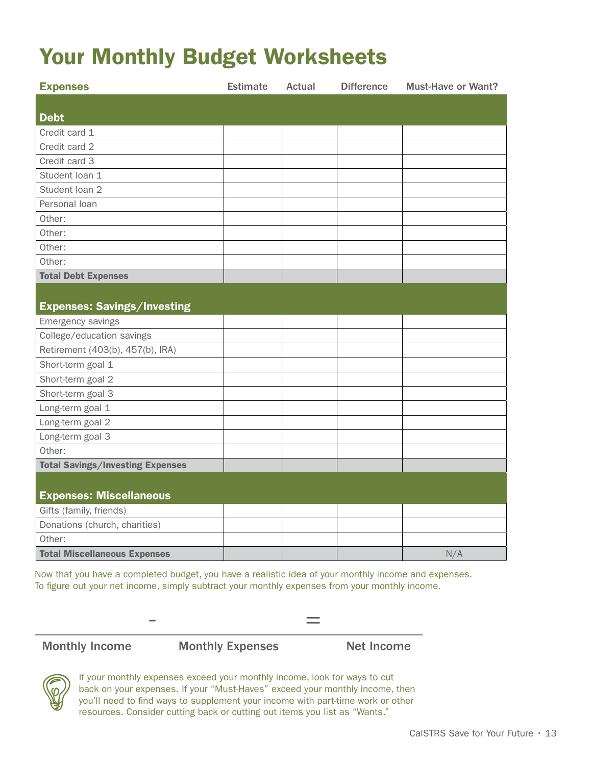# Your Monthly Budget Worksheets

| Expenses | Estimate | Actual | Difference | Must-Have or Want? |
|---|---|---|---|---|
| **Debt** | | | | |
| Credit card 1 | | | | |
| Credit card 2 | | | | |
| Credit card 3 | | | | |
| Student loan 1 | | | | |
| Student loan 2 | | | | |
| Personal loan | | | | |
| Other: | | | | |
| Other: | | | | |
| Other: | | | | |
| Other: | | | | |
| **Total Debt Expenses** | | | | |
| **Expenses: Savings/Investing** | | | | |
| Emergency savings | | | | |
| College/education savings | | | | |
| Retirement (403(b), 457(b), IRA) | | | | |
| Short-term goal 1 | | | | |
| Short-term goal 2 | | | | |
| Short-term goal 3 | | | | |
| Long-term goal 1 | | | | |
| Long-term goal 2 | | | | |
| Long-term goal 3 | | | | |
| Other: | | | | |
| **Total Savings/Investing Expenses** | | | | |
| **Expenses: Miscellaneous** | | | | |
| Gifts (family, friends) | | | | |
| Donations (church, charities) | | | | |
| Other: | | | | |
| **Total Miscellaneous Expenses** | | | | N/A |

Now that you have a completed budget, you have a realistic idea of your monthly income and expenses. To figure out your net income, simply subtract your monthly expenses from your monthly income.

| Monthly Income | - | Monthly Expenses | = | Net Income |
|---|---|---|---|---|
| | | | | |

If your monthly expenses exceed your monthly income, look for ways to cut back on your expenses. If your "Must-Haves" exceed your monthly income, then you'll need to find ways to supplement your income with part-time work or other resources. Consider cutting back or cutting out items you list as "Wants."